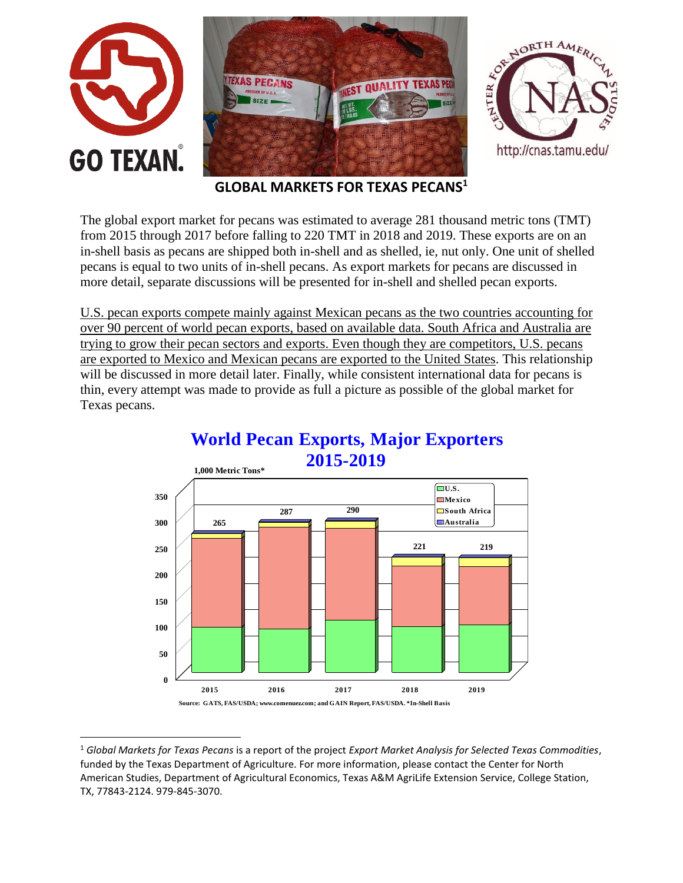# GLOBAL MARKETS FOR TEXAS PECANS[1]

The global export market for pecans was estimated to average 281 thousand metric tons (TMT) from 2015 through 2017 before falling to 220 TMT in 2018 and 2019. These exports are on an in-shell basis as pecans are shipped both in-shell and as shelled, ie, nut only. One unit of shelled pecans is equal to two units of in-shell pecans. As export markets for pecans are discussed in more detail, separate discussions will be presented for in-shell and shelled pecan exports.

U.S. pecan exports compete mainly against Mexican pecans as the two countries accounting for over 90 percent of world pecan exports, based on available data. South Africa and Australia are trying to grow their pecan sectors and exports. Even though they are competitors, U.S. pecans are exported to Mexico and Mexican pecans are exported to the United States. This relationship will be discussed in more detail later. Finally, while consistent international data for pecans is thin, every attempt was made to provide as full a picture as possible of the global market for Texas pecans.

**World Pecan Exports, Major Exporters 2015-2019**

1,000 Metric Tons*

| Year | Total |
|---|---|
| 2015 | 265 |
| 2016 | 287 |
| 2017 | 290 |
| 2018 | 221 |
| 2019 | 219 |

Legend: U.S., Mexico, South Africa, Australia

Source: GATS, FAS/USDA; www.comenuez.com; and GAIN Report, FAS/USDA. *In-Shell Basis

---

[1] *Global Markets for Texas Pecans* is a report of the project *Export Market Analysis for Selected Texas Commodities*, funded by the Texas Department of Agriculture. For more information, please contact the Center for North American Studies, Department of Agricultural Economics, Texas A&M AgriLife Extension Service, College Station, TX, 77843-2124. 979-845-3070.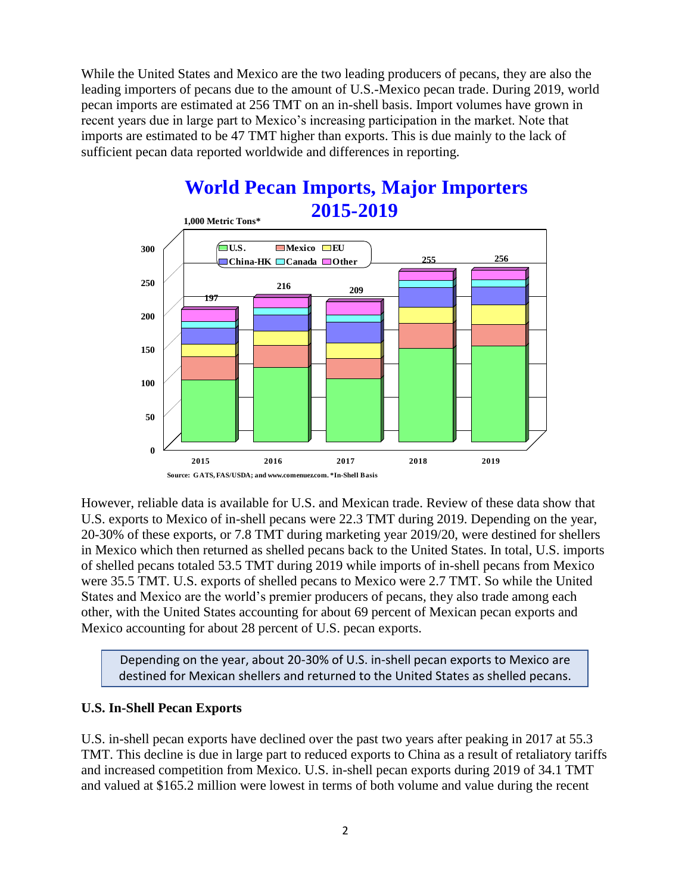While the United States and Mexico are the two leading producers of pecans, they are also the leading importers of pecans due to the amount of U.S.-Mexico pecan trade. During 2019, world pecan imports are estimated at 256 TMT on an in-shell basis. Import volumes have grown in recent years due in large part to Mexico's increasing participation in the market. Note that imports are estimated to be 47 TMT higher than exports. This is due mainly to the lack of sufficient pecan data reported worldwide and differences in reporting.

**World Pecan Imports, Major Importers 2015-2019**

1,000 Metric Tons*

| Year | Total |
|---|---|
| 2015 | 197 |
| 2016 | 216 |
| 2017 | 209 |
| 2018 | 255 |
| 2019 | 256 |

Legend: U.S., Mexico, EU, China-HK, Canada, Other

Source: GATS, FAS/USDA; and www.comenuez.com. *In-Shell Basis

However, reliable data is available for U.S. and Mexican trade. Review of these data show that U.S. exports to Mexico of in-shell pecans were 22.3 TMT during 2019. Depending on the year, 20-30% of these exports, or 7.8 TMT during marketing year 2019/20, were destined for shellers in Mexico which then returned as shelled pecans back to the United States. In total, U.S. imports of shelled pecans totaled 53.5 TMT during 2019 while imports of in-shell pecans from Mexico were 35.5 TMT. U.S. exports of shelled pecans to Mexico were 2.7 TMT. So while the United States and Mexico are the world's premier producers of pecans, they also trade among each other, with the United States accounting for about 69 percent of Mexican pecan exports and Mexico accounting for about 28 percent of U.S. pecan exports.

> Depending on the year, about 20-30% of U.S. in-shell pecan exports to Mexico are destined for Mexican shellers and returned to the United States as shelled pecans.

### U.S. In-Shell Pecan Exports

U.S. in-shell pecan exports have declined over the past two years after peaking in 2017 at 55.3 TMT. This decline is due in large part to reduced exports to China as a result of retaliatory tariffs and increased competition from Mexico. U.S. in-shell pecan exports during 2019 of 34.1 TMT and valued at $165.2 million were lowest in terms of both volume and value during the recent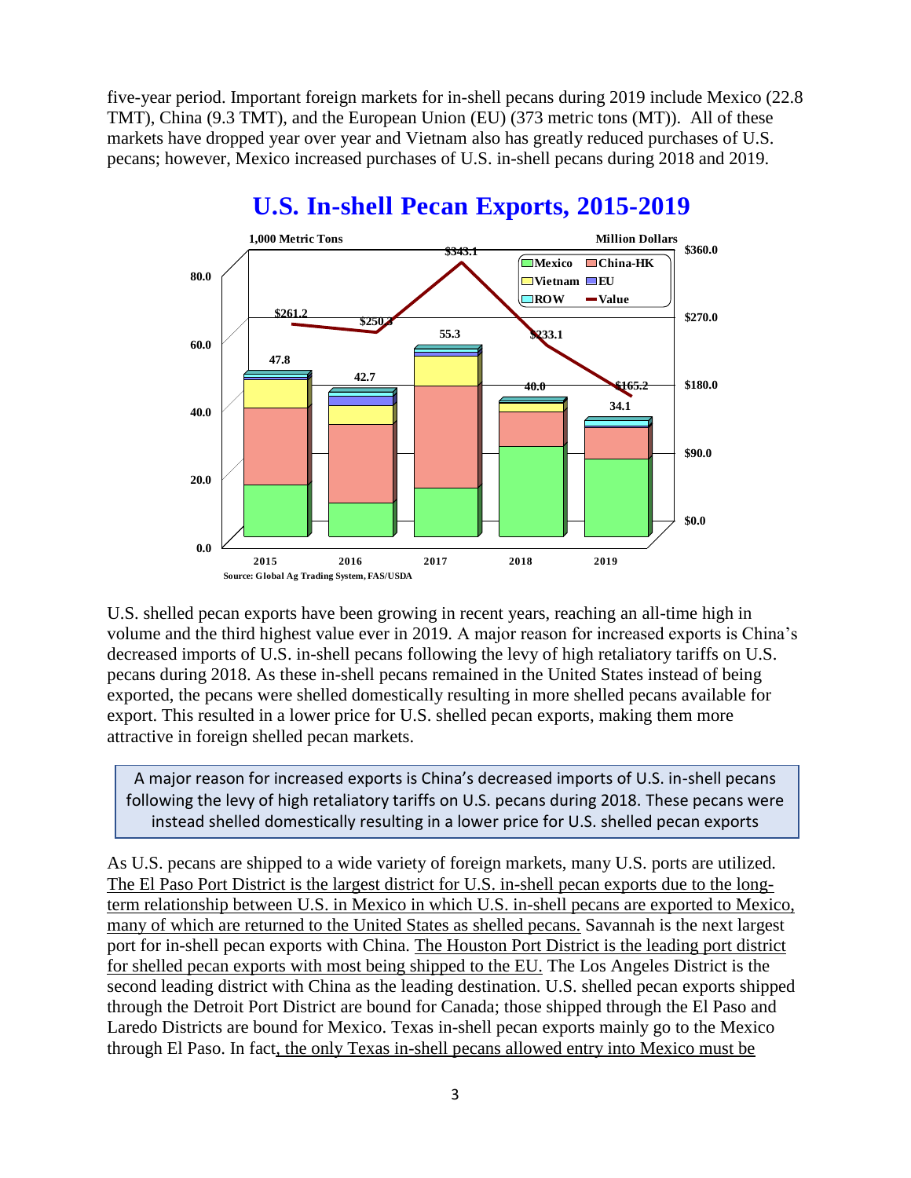five-year period. Important foreign markets for in-shell pecans during 2019 include Mexico (22.8 TMT), China (9.3 TMT), and the European Union (EU) (373 metric tons (MT)). All of these markets have dropped year over year and Vietnam also has greatly reduced purchases of U.S. pecans; however, Mexico increased purchases of U.S. in-shell pecans during 2018 and 2019.

## U.S. In-shell Pecan Exports, 2015-2019

1,000 Metric Tons | Million Dollars

| Year | Volume (1,000 MT) | Value (Million $) |
|---|---|---|
| 2015 | 47.8 | $261.2 |
| 2016 | 42.7 | $250.3 |
| 2017 | 55.3 | $343.1 |
| 2018 | 40.0 | $233.1 |
| 2019 | 34.1 | $165.2 |

Legend: Mexico, China-HK, Vietnam, EU, ROW, Value

Source: Global Ag Trading System, FAS/USDA

U.S. shelled pecan exports have been growing in recent years, reaching an all-time high in volume and the third highest value ever in 2019. A major reason for increased exports is China's decreased imports of U.S. in-shell pecans following the levy of high retaliatory tariffs on U.S. pecans during 2018. As these in-shell pecans remained in the United States instead of being exported, the pecans were shelled domestically resulting in more shelled pecans available for export. This resulted in a lower price for U.S. shelled pecan exports, making them more attractive in foreign shelled pecan markets.

> A major reason for increased exports is China's decreased imports of U.S. in-shell pecans following the levy of high retaliatory tariffs on U.S. pecans during 2018. These pecans were instead shelled domestically resulting in a lower price for U.S. shelled pecan exports

As U.S. pecans are shipped to a wide variety of foreign markets, many U.S. ports are utilized. <u>The El Paso Port District is the largest district for U.S. in-shell pecan exports due to the long-term relationship between U.S. in Mexico in which U.S. in-shell pecans are exported to Mexico, many of which are returned to the United States as shelled pecans.</u> Savannah is the next largest port for in-shell pecan exports with China. <u>The Houston Port District is the leading port district for shelled pecan exports with most being shipped to the EU.</u> The Los Angeles District is the second leading district with China as the leading destination. U.S. shelled pecan exports shipped through the Detroit Port District are bound for Canada; those shipped through the El Paso and Laredo Districts are bound for Mexico. Texas in-shell pecan exports mainly go to the Mexico through El Paso. In fact<u>, the only Texas in-shell pecans allowed entry into Mexico must be</u>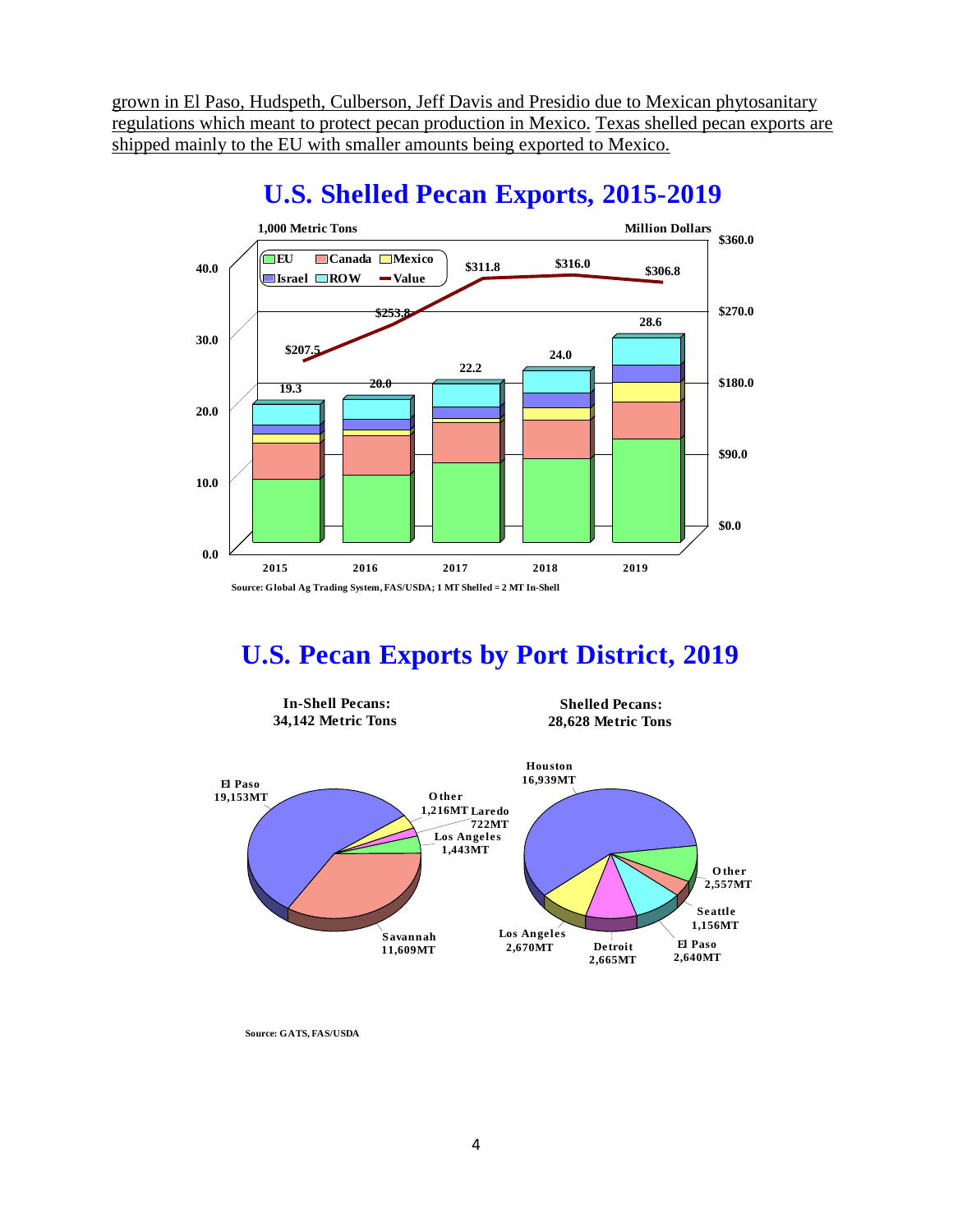grown in El Paso, Hudspeth, Culberson, Jeff Davis and Presidio due to Mexican phytosanitary regulations which meant to protect pecan production in Mexico. Texas shelled pecan exports are shipped mainly to the EU with smaller amounts being exported to Mexico.

## U.S. Shelled Pecan Exports, 2015-2019

1,000 Metric Tons — Million Dollars

| Year | Total (1,000 MT) | Value (Million Dollars) |
|---|---|---|
| 2015 | 19.3 | $207.5 |
| 2016 | 20.0 | $253.8 |
| 2017 | 22.2 | $311.8 |
| 2018 | 24.0 | $316.0 |
| 2019 | 28.6 | $306.8 |

Legend: EU, Canada, Mexico, Israel, ROW, Value

Source: Global Ag Trading System, FAS/USDA; 1 MT Shelled = 2 MT In-Shell

## U.S. Pecan Exports by Port District, 2019

**In-Shell Pecans: 34,142 Metric Tons**

| Port District | Metric Tons |
|---|---|
| El Paso | 19,153MT |
| Savannah | 11,609MT |
| Los Angeles | 1,443MT |
| Laredo | 722MT |
| Other | 1,216MT |

**Shelled Pecans: 28,628 Metric Tons**

| Port District | Metric Tons |
|---|---|
| Houston | 16,939MT |
| Los Angeles | 2,670MT |
| Detroit | 2,665MT |
| El Paso | 2,640MT |
| Seattle | 1,156MT |
| Other | 2,557MT |

Source: GATS, FAS/USDA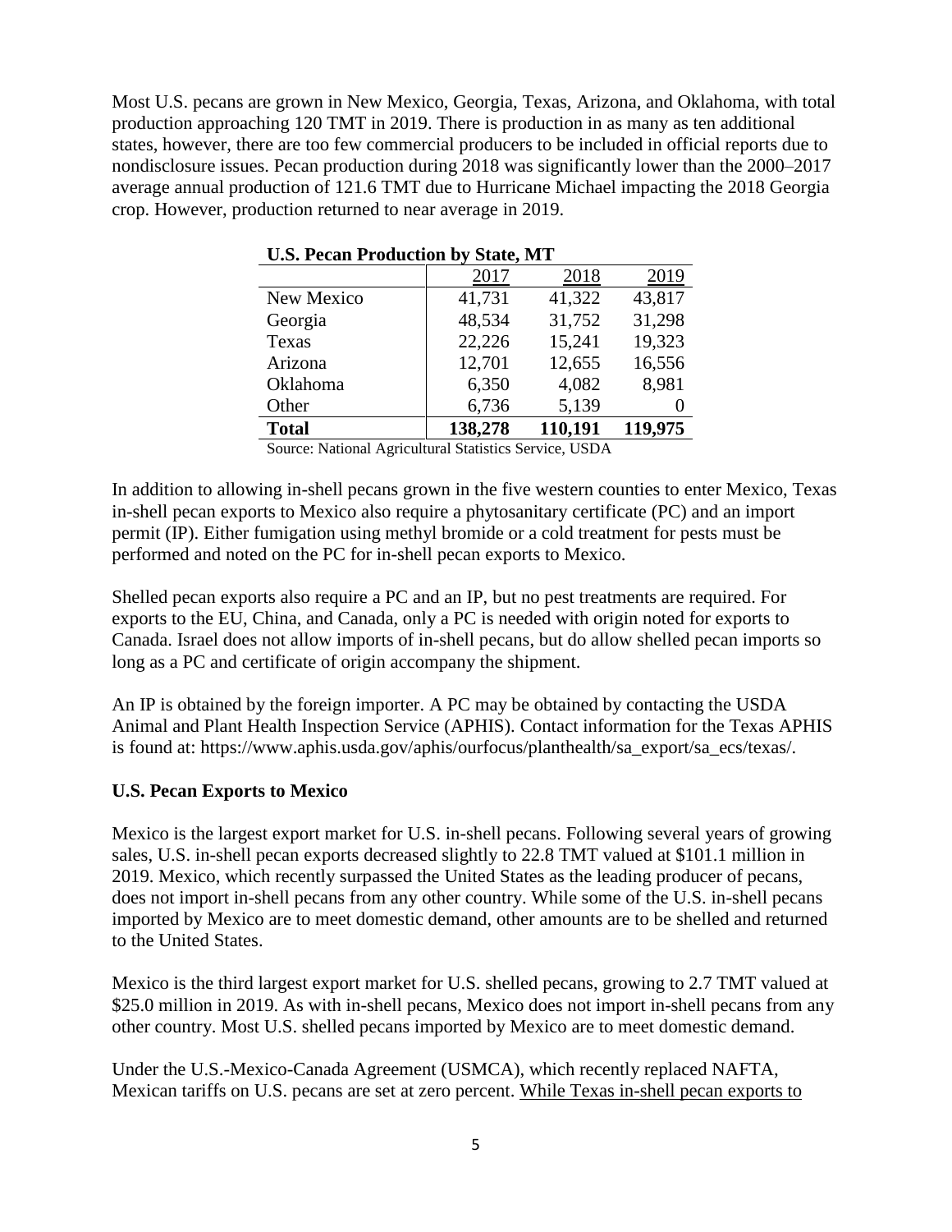Most U.S. pecans are grown in New Mexico, Georgia, Texas, Arizona, and Oklahoma, with total production approaching 120 TMT in 2019. There is production in as many as ten additional states, however, there are too few commercial producers to be included in official reports due to nondisclosure issues. Pecan production during 2018 was significantly lower than the 2000–2017 average annual production of 121.6 TMT due to Hurricane Michael impacting the 2018 Georgia crop. However, production returned to near average in 2019.

**U.S. Pecan Production by State, MT**

| | 2017 | 2018 | 2019 |
|---|---|---|---|
| New Mexico | 41,731 | 41,322 | 43,817 |
| Georgia | 48,534 | 31,752 | 31,298 |
| Texas | 22,226 | 15,241 | 19,323 |
| Arizona | 12,701 | 12,655 | 16,556 |
| Oklahoma | 6,350 | 4,082 | 8,981 |
| Other | 6,736 | 5,139 | 0 |
| **Total** | **138,278** | **110,191** | **119,975** |

Source: National Agricultural Statistics Service, USDA

In addition to allowing in-shell pecans grown in the five western counties to enter Mexico, Texas in-shell pecan exports to Mexico also require a phytosanitary certificate (PC) and an import permit (IP). Either fumigation using methyl bromide or a cold treatment for pests must be performed and noted on the PC for in-shell pecan exports to Mexico.

Shelled pecan exports also require a PC and an IP, but no pest treatments are required. For exports to the EU, China, and Canada, only a PC is needed with origin noted for exports to Canada. Israel does not allow imports of in-shell pecans, but do allow shelled pecan imports so long as a PC and certificate of origin accompany the shipment.

An IP is obtained by the foreign importer. A PC may be obtained by contacting the USDA Animal and Plant Health Inspection Service (APHIS). Contact information for the Texas APHIS is found at: https://www.aphis.usda.gov/aphis/ourfocus/planthealth/sa_export/sa_ecs/texas/.

**U.S. Pecan Exports to Mexico**

Mexico is the largest export market for U.S. in-shell pecans. Following several years of growing sales, U.S. in-shell pecan exports decreased slightly to 22.8 TMT valued at $101.1 million in 2019. Mexico, which recently surpassed the United States as the leading producer of pecans, does not import in-shell pecans from any other country. While some of the U.S. in-shell pecans imported by Mexico are to meet domestic demand, other amounts are to be shelled and returned to the United States.

Mexico is the third largest export market for U.S. shelled pecans, growing to 2.7 TMT valued at $25.0 million in 2019. As with in-shell pecans, Mexico does not import in-shell pecans from any other country. Most U.S. shelled pecans imported by Mexico are to meet domestic demand.

Under the U.S.-Mexico-Canada Agreement (USMCA), which recently replaced NAFTA, Mexican tariffs on U.S. pecans are set at zero percent. <u>While Texas in-shell pecan exports to</u>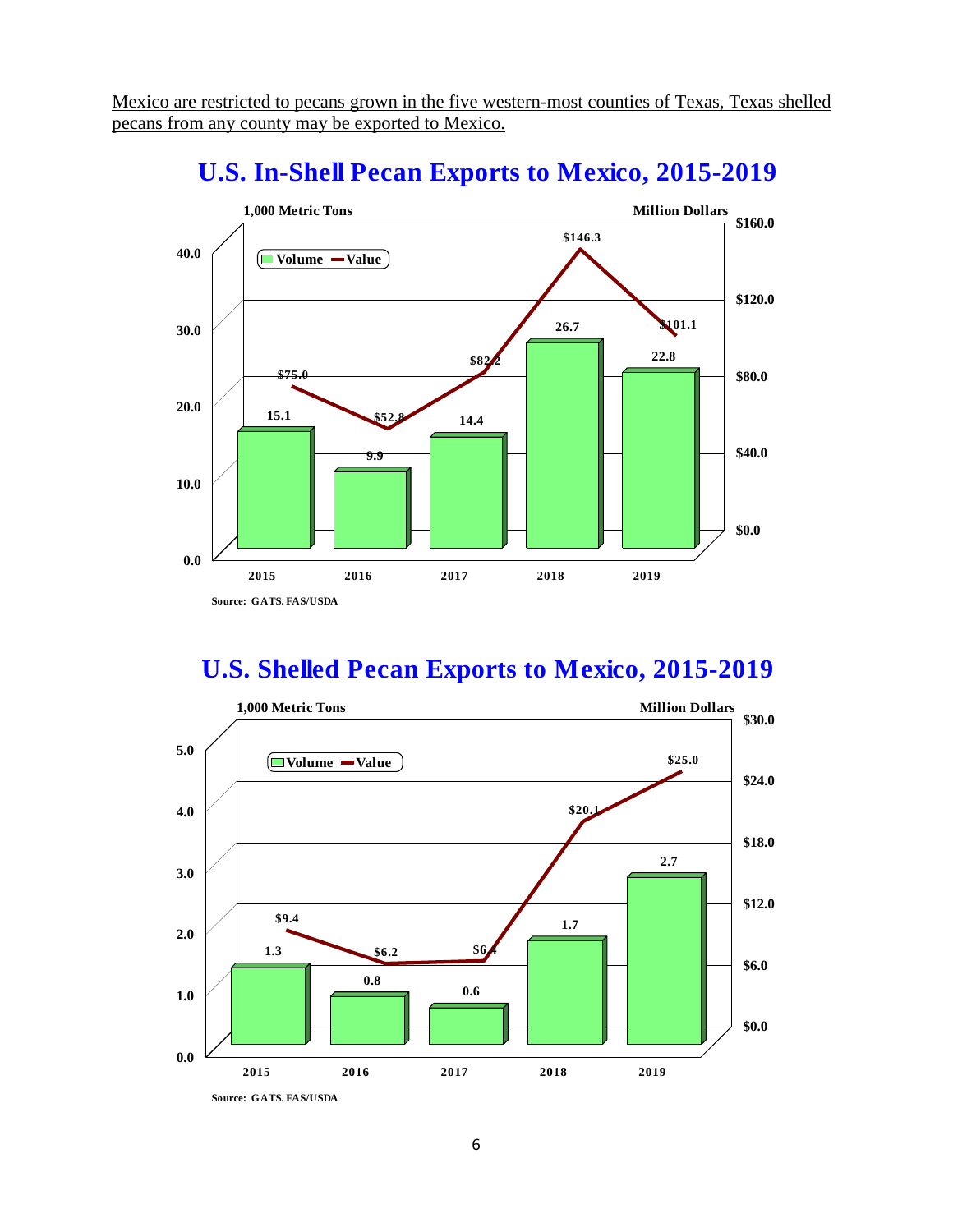Mexico are restricted to pecans grown in the five western-most counties of Texas, Texas shelled pecans from any county may be exported to Mexico.

## U.S. In-Shell Pecan Exports to Mexico, 2015-2019

| Year | Volume (1,000 Metric Tons) | Value (Million Dollars) |
|---|---|---|
| 2015 | 15.1 | $75.0 |
| 2016 | 9.9 | $52.8 |
| 2017 | 14.4 | $82.2 |
| 2018 | 26.7 | $146.3 |
| 2019 | 22.8 | $101.1 |

Source: GATS. FAS/USDA

## U.S. Shelled Pecan Exports to Mexico, 2015-2019

| Year | Volume (1,000 Metric Tons) | Value (Million Dollars) |
|---|---|---|
| 2015 | 1.3 | $9.4 |
| 2016 | 0.8 | $6.2 |
| 2017 | 0.6 | $6.4 |
| 2018 | 1.7 | $20.1 |
| 2019 | 2.7 | $25.0 |

Source: GATS. FAS/USDA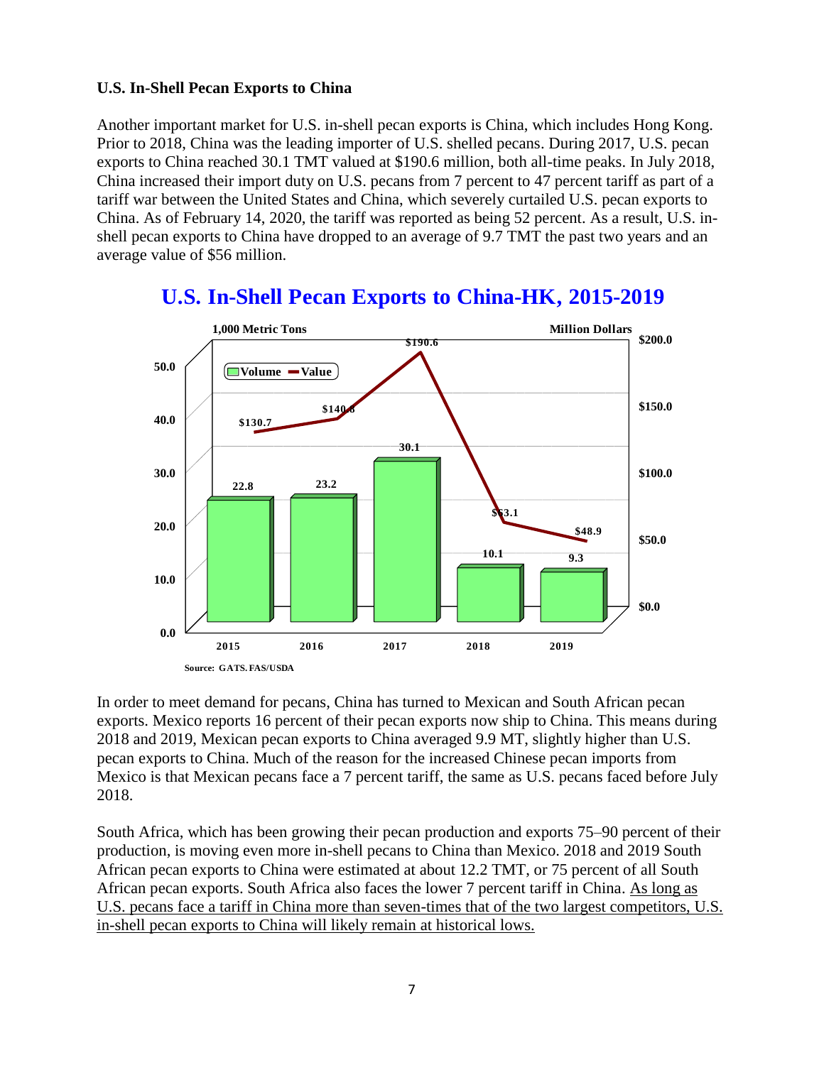**U.S. In-Shell Pecan Exports to China**

Another important market for U.S. in-shell pecan exports is China, which includes Hong Kong. Prior to 2018, China was the leading importer of U.S. shelled pecans. During 2017, U.S. pecan exports to China reached 30.1 TMT valued at $190.6 million, both all-time peaks. In July 2018, China increased their import duty on U.S. pecans from 7 percent to 47 percent tariff as part of a tariff war between the United States and China, which severely curtailed U.S. pecan exports to China. As of February 14, 2020, the tariff was reported as being 52 percent. As a result, U.S. in-shell pecan exports to China have dropped to an average of 9.7 TMT the past two years and an average value of $56 million.

## U.S. In-Shell Pecan Exports to China-HK, 2015-2019

| Year | Volume (1,000 Metric Tons) | Value (Million Dollars) |
|---|---|---|
| 2015 | 22.8 | $130.7 |
| 2016 | 23.2 | $140.6 |
| 2017 | 30.1 | $190.6 |
| 2018 | 10.1 | $63.1 |
| 2019 | 9.3 | $48.9 |

Source: GATS.FAS/USDA

In order to meet demand for pecans, China has turned to Mexican and South African pecan exports. Mexico reports 16 percent of their pecan exports now ship to China. This means during 2018 and 2019, Mexican pecan exports to China averaged 9.9 MT, slightly higher than U.S. pecan exports to China. Much of the reason for the increased Chinese pecan imports from Mexico is that Mexican pecans face a 7 percent tariff, the same as U.S. pecans faced before July 2018.

South Africa, which has been growing their pecan production and exports 75–90 percent of their production, is moving even more in-shell pecans to China than Mexico. 2018 and 2019 South African pecan exports to China were estimated at about 12.2 TMT, or 75 percent of all South African pecan exports. South Africa also faces the lower 7 percent tariff in China. As long as U.S. pecans face a tariff in China more than seven-times that of the two largest competitors, U.S. in-shell pecan exports to China will likely remain at historical lows.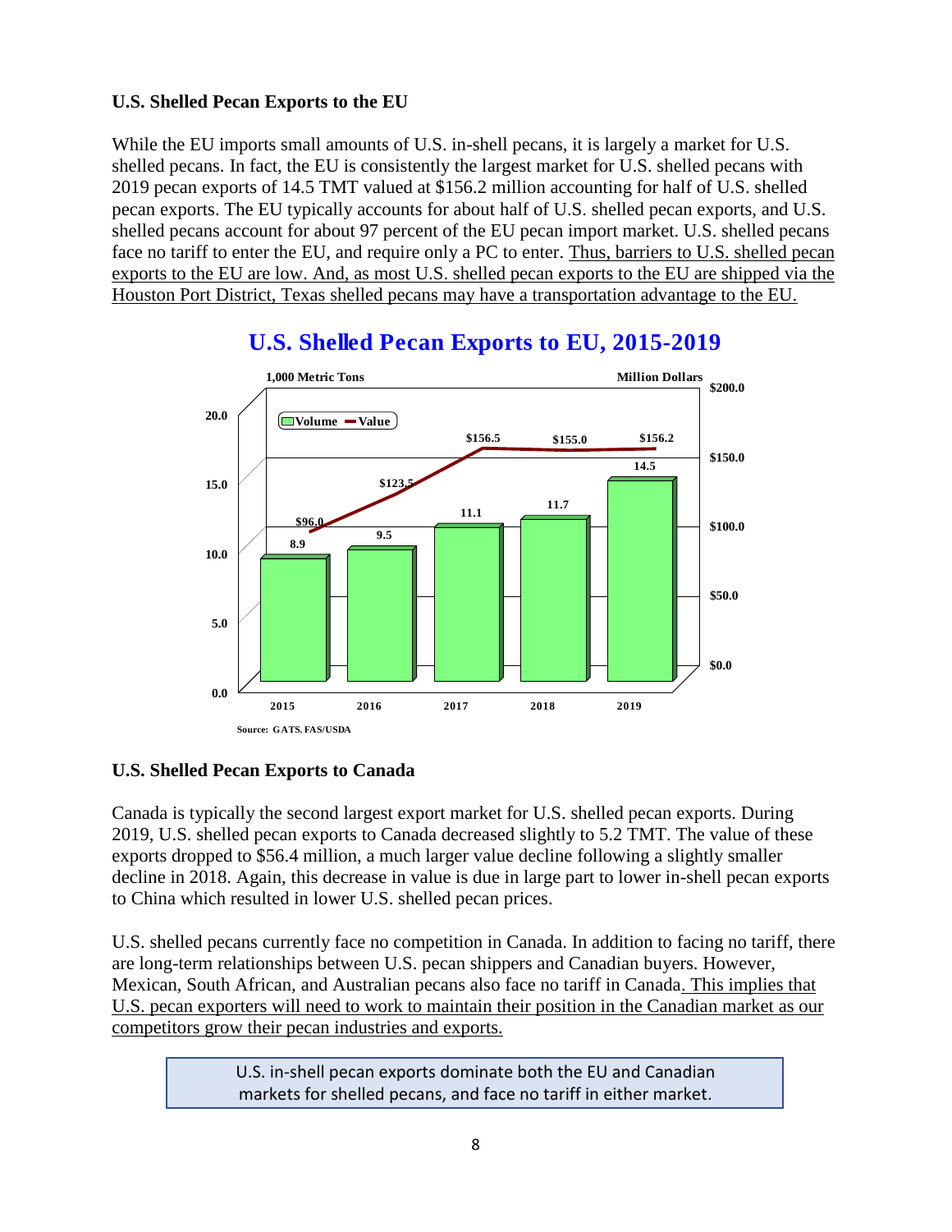### U.S. Shelled Pecan Exports to the EU

While the EU imports small amounts of U.S. in-shell pecans, it is largely a market for U.S. shelled pecans. In fact, the EU is consistently the largest market for U.S. shelled pecans with 2019 pecan exports of 14.5 TMT valued at $156.2 million accounting for half of U.S. shelled pecan exports. The EU typically accounts for about half of U.S. shelled pecan exports, and U.S. shelled pecans account for about 97 percent of the EU pecan import market. U.S. shelled pecans face no tariff to enter the EU, and require only a PC to enter. Thus, barriers to U.S. shelled pecan exports to the EU are low. And, as most U.S. shelled pecan exports to the EU are shipped via the Houston Port District, Texas shelled pecans may have a transportation advantage to the EU.

**U.S. Shelled Pecan Exports to EU, 2015-2019**

| Year | Volume (1,000 Metric Tons) | Value (Million Dollars) |
|---|---|---|
| 2015 | 8.9 | $96.0 |
| 2016 | 9.5 | $123.5 |
| 2017 | 11.1 | $156.5 |
| 2018 | 11.7 | $155.0 |
| 2019 | 14.5 | $156.2 |

Source: GATS. FAS/USDA

### U.S. Shelled Pecan Exports to Canada

Canada is typically the second largest export market for U.S. shelled pecan exports. During 2019, U.S. shelled pecan exports to Canada decreased slightly to 5.2 TMT. The value of these exports dropped to $56.4 million, a much larger value decline following a slightly smaller decline in 2018. Again, this decrease in value is due in large part to lower in-shell pecan exports to China which resulted in lower U.S. shelled pecan prices.

U.S. shelled pecans currently face no competition in Canada. In addition to facing no tariff, there are long-term relationships between U.S. pecan shippers and Canadian buyers. However, Mexican, South African, and Australian pecans also face no tariff in Canada. This implies that U.S. pecan exporters will need to work to maintain their position in the Canadian market as our competitors grow their pecan industries and exports.

> U.S. in-shell pecan exports dominate both the EU and Canadian markets for shelled pecans, and face no tariff in either market.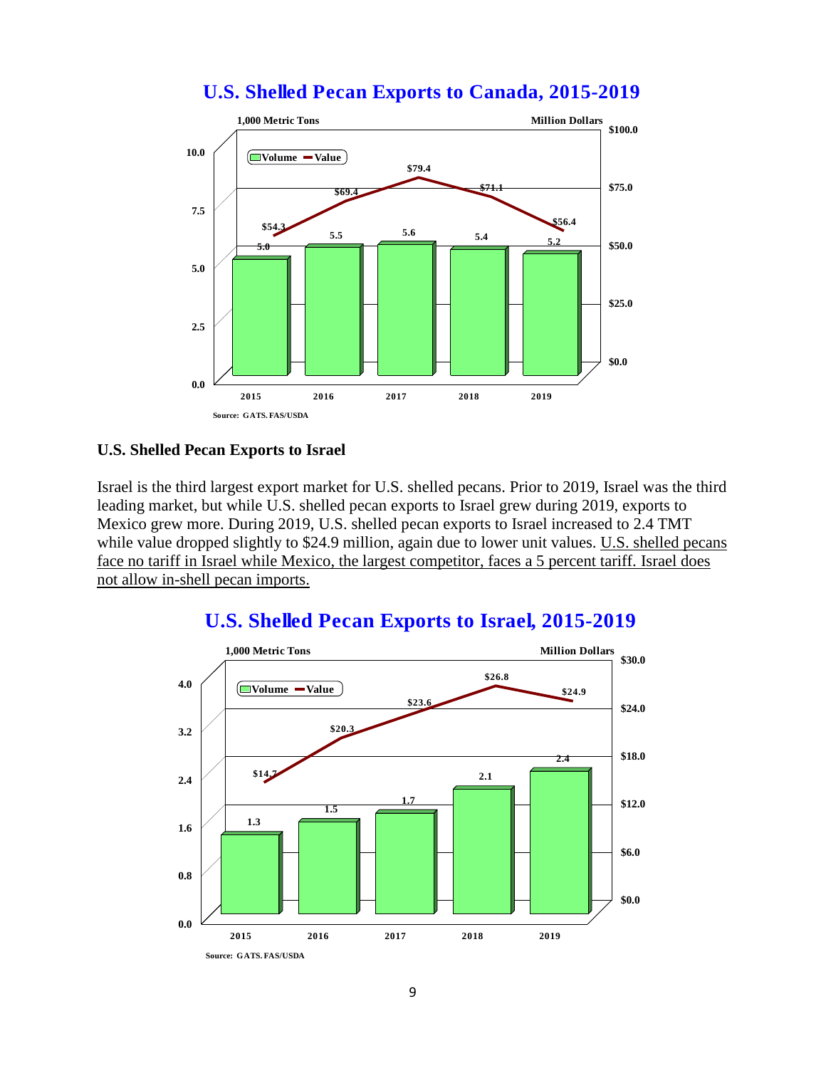## U.S. Shelled Pecan Exports to Canada, 2015-2019

| Year | Volume (1,000 Metric Tons) | Value (Million Dollars) |
|---|---|---|
| 2015 | 5.0 | $54.3 |
| 2016 | 5.5 | $69.4 |
| 2017 | 5.6 | $79.4 |
| 2018 | 5.4 | $71.1 |
| 2019 | 5.2 | $56.4 |

Source: GATS. FAS/USDA

### U.S. Shelled Pecan Exports to Israel

Israel is the third largest export market for U.S. shelled pecans. Prior to 2019, Israel was the third leading market, but while U.S. shelled pecan exports to Israel grew during 2019, exports to Mexico grew more. During 2019, U.S. shelled pecan exports to Israel increased to 2.4 TMT while value dropped slightly to $24.9 million, again due to lower unit values. U.S. shelled pecans face no tariff in Israel while Mexico, the largest competitor, faces a 5 percent tariff. Israel does not allow in-shell pecan imports.

## U.S. Shelled Pecan Exports to Israel, 2015-2019

| Year | Volume (1,000 Metric Tons) | Value (Million Dollars) |
|---|---|---|
| 2015 | 1.3 | $14.7 |
| 2016 | 1.5 | $20.3 |
| 2017 | 1.7 | $23.6 |
| 2018 | 2.1 | $26.8 |
| 2019 | 2.4 | $24.9 |

Source: GATS. FAS/USDA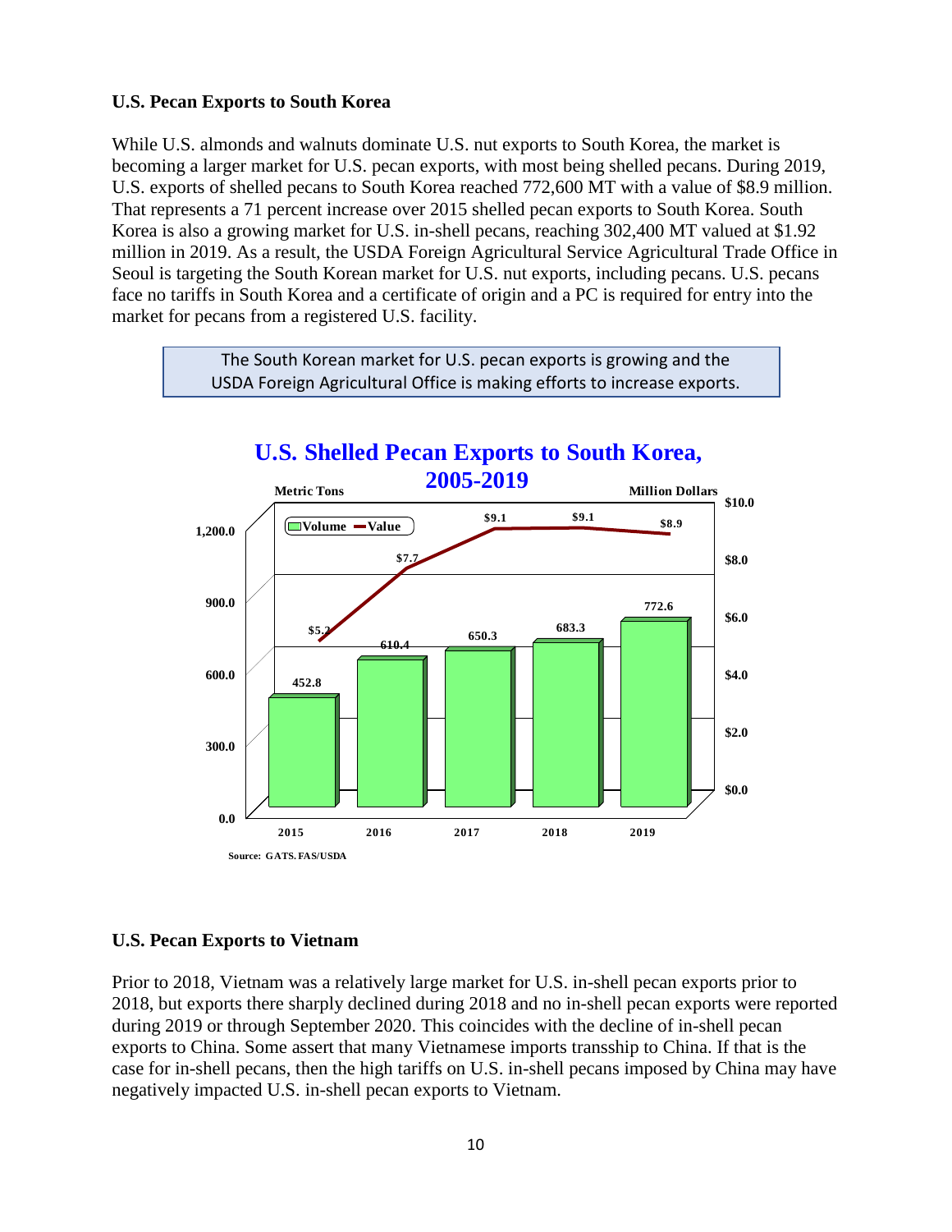### U.S. Pecan Exports to South Korea

While U.S. almonds and walnuts dominate U.S. nut exports to South Korea, the market is becoming a larger market for U.S. pecan exports, with most being shelled pecans. During 2019, U.S. exports of shelled pecans to South Korea reached 772,600 MT with a value of $8.9 million. That represents a 71 percent increase over 2015 shelled pecan exports to South Korea. South Korea is also a growing market for U.S. in-shell pecans, reaching 302,400 MT valued at $1.92 million in 2019. As a result, the USDA Foreign Agricultural Service Agricultural Trade Office in Seoul is targeting the South Korean market for U.S. nut exports, including pecans. U.S. pecans face no tariffs in South Korea and a certificate of origin and a PC is required for entry into the market for pecans from a registered U.S. facility.

> The South Korean market for U.S. pecan exports is growing and the USDA Foreign Agricultural Office is making efforts to increase exports.

**U.S. Shelled Pecan Exports to South Korea, 2005-2019**

| Year | Volume (Metric Tons) | Value (Million Dollars) |
|---|---|---|
| 2015 | 452.8 | $5.2 |
| 2016 | 610.4 | $7.7 |
| 2017 | 650.3 | $9.1 |
| 2018 | 683.3 | $9.1 |
| 2019 | 772.6 | $8.9 |

Source: GATS. FAS/USDA

### U.S. Pecan Exports to Vietnam

Prior to 2018, Vietnam was a relatively large market for U.S. in-shell pecan exports prior to 2018, but exports there sharply declined during 2018 and no in-shell pecan exports were reported during 2019 or through September 2020. This coincides with the decline of in-shell pecan exports to China. Some assert that many Vietnamese imports transship to China. If that is the case for in-shell pecans, then the high tariffs on U.S. in-shell pecans imposed by China may have negatively impacted U.S. in-shell pecan exports to Vietnam.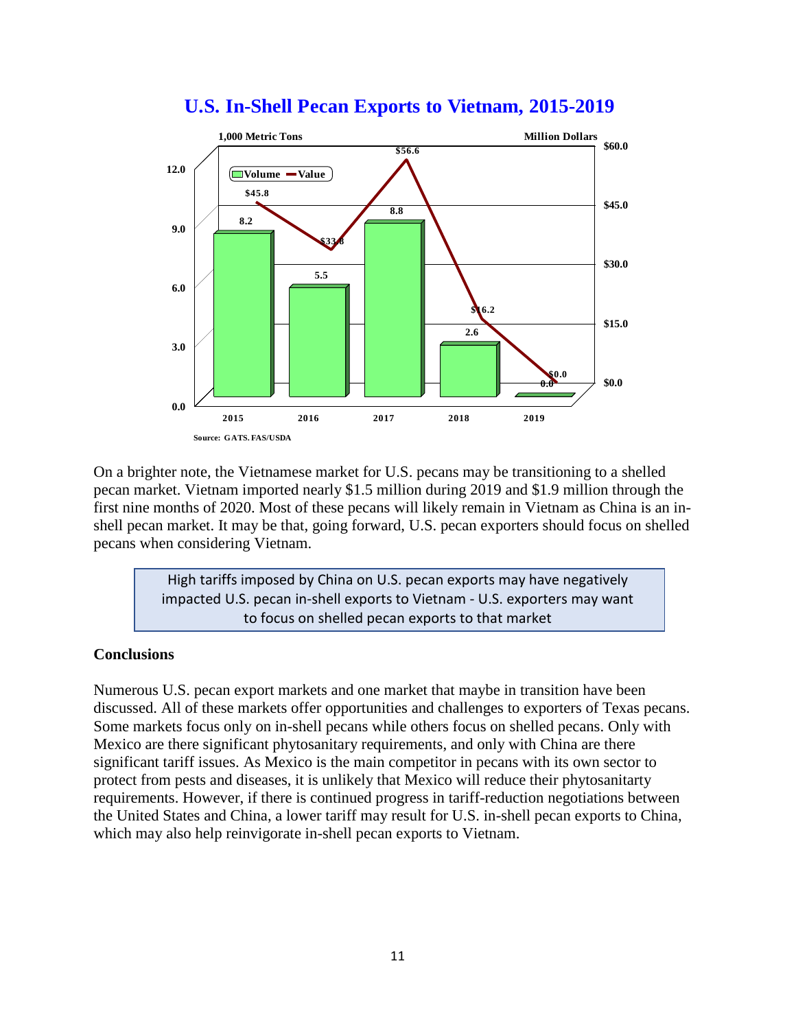## U.S. In-Shell Pecan Exports to Vietnam, 2015-2019

| Year | Volume (1,000 Metric Tons) | Value (Million Dollars) |
|---|---|---|
| 2015 | 8.2 | $45.8 |
| 2016 | 5.5 | $33.8 |
| 2017 | 8.8 | $56.6 |
| 2018 | 2.6 | $16.2 |
| 2019 | 0.0 | $0.0 |

Source: GATS. FAS/USDA

On a brighter note, the Vietnamese market for U.S. pecans may be transitioning to a shelled pecan market. Vietnam imported nearly $1.5 million during 2019 and $1.9 million through the first nine months of 2020. Most of these pecans will likely remain in Vietnam as China is an in-shell pecan market. It may be that, going forward, U.S. pecan exporters should focus on shelled pecans when considering Vietnam.

> High tariffs imposed by China on U.S. pecan exports may have negatively impacted U.S. pecan in-shell exports to Vietnam - U.S. exporters may want to focus on shelled pecan exports to that market

**Conclusions**

Numerous U.S. pecan export markets and one market that maybe in transition have been discussed. All of these markets offer opportunities and challenges to exporters of Texas pecans. Some markets focus only on in-shell pecans while others focus on shelled pecans. Only with Mexico are there significant phytosanitary requirements, and only with China are there significant tariff issues. As Mexico is the main competitor in pecans with its own sector to protect from pests and diseases, it is unlikely that Mexico will reduce their phytosanitarty requirements. However, if there is continued progress in tariff-reduction negotiations between the United States and China, a lower tariff may result for U.S. in-shell pecan exports to China, which may also help reinvigorate in-shell pecan exports to Vietnam.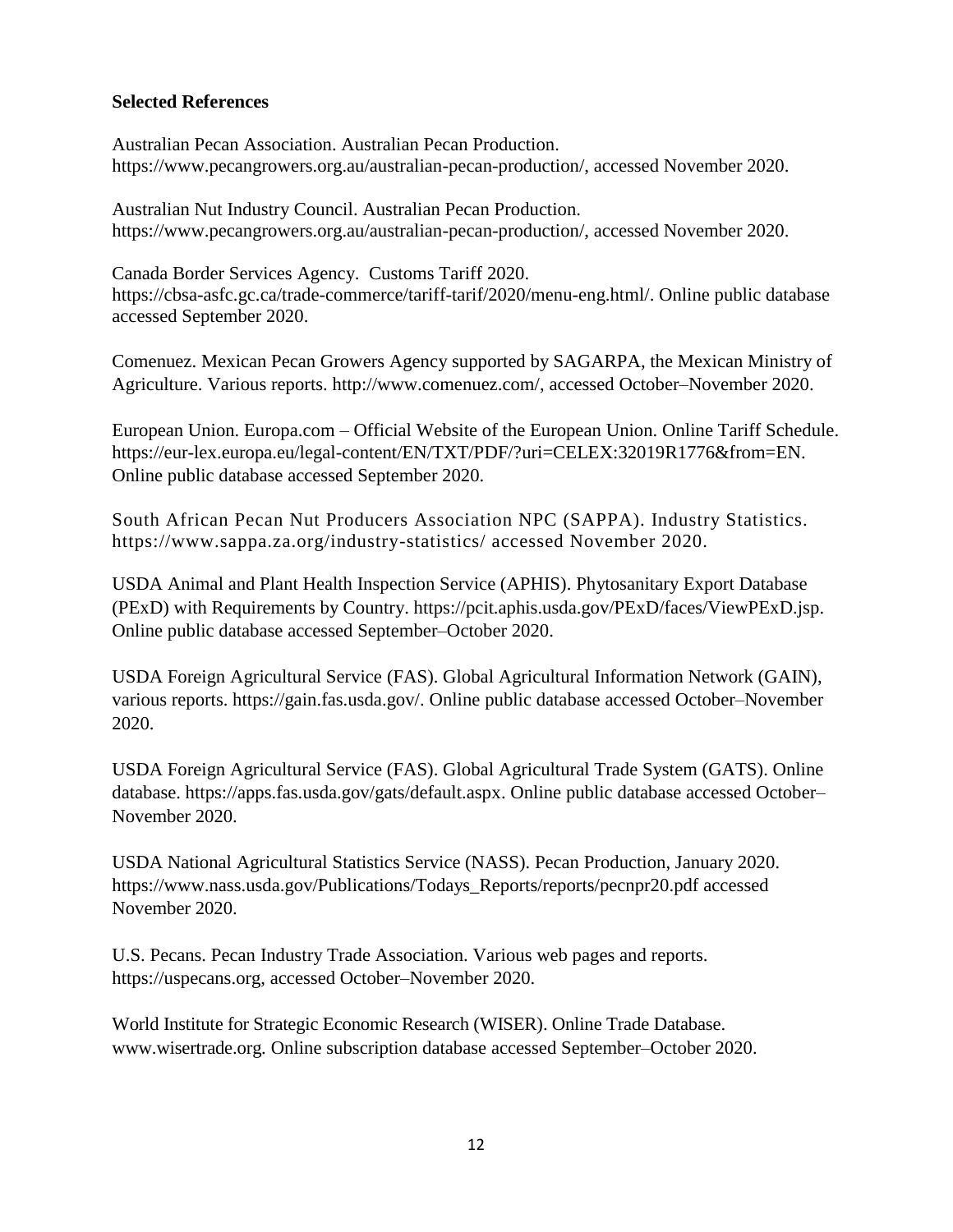**Selected References**

Australian Pecan Association. Australian Pecan Production. https://www.pecangrowers.org.au/australian-pecan-production/, accessed November 2020.

Australian Nut Industry Council. Australian Pecan Production. https://www.pecangrowers.org.au/australian-pecan-production/, accessed November 2020.

Canada Border Services Agency. Customs Tariff 2020. https://cbsa-asfc.gc.ca/trade-commerce/tariff-tarif/2020/menu-eng.html/. Online public database accessed September 2020.

Comenuez. Mexican Pecan Growers Agency supported by SAGARPA, the Mexican Ministry of Agriculture. Various reports. http://www.comenuez.com/, accessed October–November 2020.

European Union. Europa.com – Official Website of the European Union. Online Tariff Schedule. https://eur-lex.europa.eu/legal-content/EN/TXT/PDF/?uri=CELEX:32019R1776&from=EN. Online public database accessed September 2020.

South African Pecan Nut Producers Association NPC (SAPPA). Industry Statistics. https://www.sappa.za.org/industry-statistics/ accessed November 2020.

USDA Animal and Plant Health Inspection Service (APHIS). Phytosanitary Export Database (PExD) with Requirements by Country. https://pcit.aphis.usda.gov/PExD/faces/ViewPExD.jsp. Online public database accessed September–October 2020.

USDA Foreign Agricultural Service (FAS). Global Agricultural Information Network (GAIN), various reports. https://gain.fas.usda.gov/. Online public database accessed October–November 2020.

USDA Foreign Agricultural Service (FAS). Global Agricultural Trade System (GATS). Online database. https://apps.fas.usda.gov/gats/default.aspx. Online public database accessed October–November 2020.

USDA National Agricultural Statistics Service (NASS). Pecan Production, January 2020. https://www.nass.usda.gov/Publications/Todays_Reports/reports/pecnpr20.pdf accessed November 2020.

U.S. Pecans. Pecan Industry Trade Association. Various web pages and reports. https://uspecans.org, accessed October–November 2020.

World Institute for Strategic Economic Research (WISER). Online Trade Database. www.wisertrade.org. Online subscription database accessed September–October 2020.